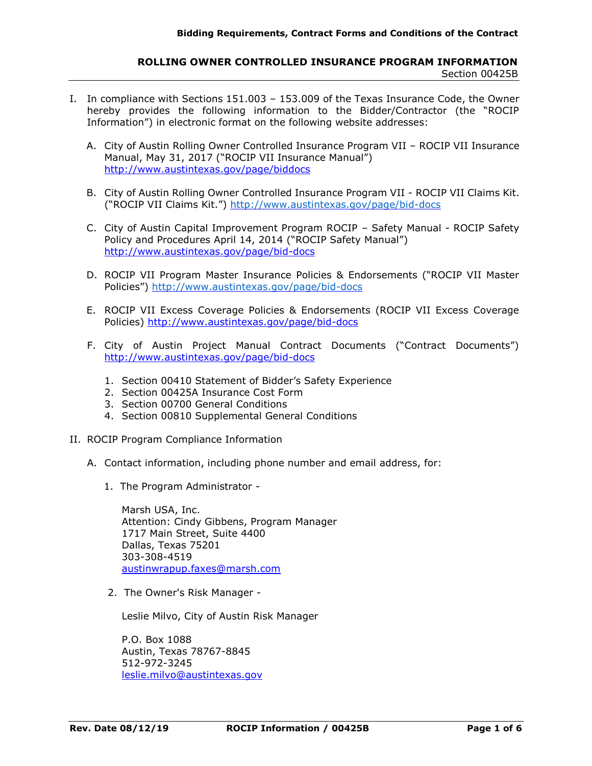# ROLLING OWNER CONTROLLED INSURANCE PROGRAM INFORMATION

Section 00425B

I. In compliance with Sections 151.003 – 153.009 of the Texas Insurance Code, the Owner hereby provides the following information to the Bidder/Contractor (the "ROCIP Information") in electronic format on the following website addresses:

   A. City of Austin Rolling Owner Controlled Insurance Program VII – ROCIP VII Insurance Manual, May 31, 2017 ("ROCIP VII Insurance Manual") http://www.austintexas.gov/page/biddocs

   B. City of Austin Rolling Owner Controlled Insurance Program VII - ROCIP VII Claims Kit. ("ROCIP VII Claims Kit.") http://www.austintexas.gov/page/bid-docs

   C. City of Austin Capital Improvement Program ROCIP – Safety Manual - ROCIP Safety Policy and Procedures April 14, 2014 ("ROCIP Safety Manual") http://www.austintexas.gov/page/bid-docs

   D. ROCIP VII Program Master Insurance Policies & Endorsements ("ROCIP VII Master Policies") http://www.austintexas.gov/page/bid-docs

   E. ROCIP VII Excess Coverage Policies & Endorsements (ROCIP VII Excess Coverage Policies) http://www.austintexas.gov/page/bid-docs

   F. City of Austin Project Manual Contract Documents ("Contract Documents") http://www.austintexas.gov/page/bid-docs

      1. Section 00410 Statement of Bidder's Safety Experience
      2. Section 00425A Insurance Cost Form
      3. Section 00700 General Conditions
      4. Section 00810 Supplemental General Conditions

II. ROCIP Program Compliance Information

   A. Contact information, including phone number and email address, for:

      1. The Program Administrator -

         Marsh USA, Inc.
         Attention: Cindy Gibbens, Program Manager
         1717 Main Street, Suite 4400
         Dallas, Texas 75201
         303-308-4519
         austinwrapup.faxes@marsh.com

      2. The Owner's Risk Manager -

         Leslie Milvo, City of Austin Risk Manager

         P.O. Box 1088
         Austin, Texas 78767-8845
         512-972-3245
         leslie.milvo@austintexas.gov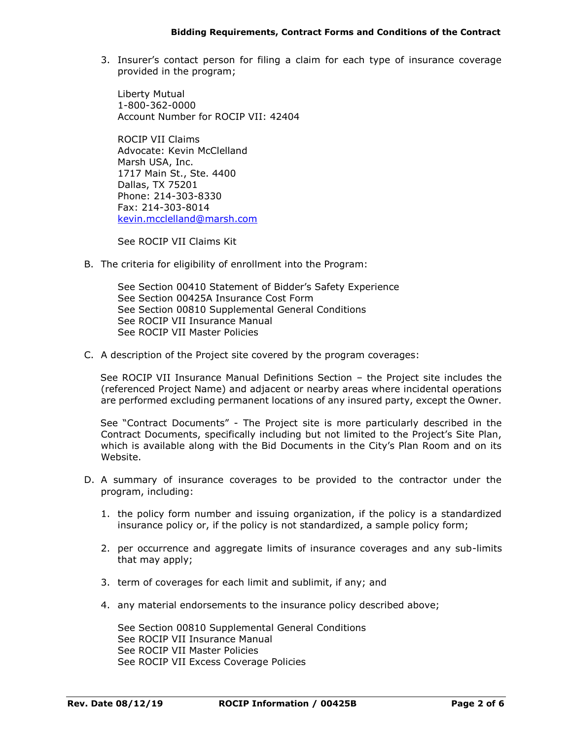3. Insurer's contact person for filing a claim for each type of insurance coverage provided in the program;

   Liberty Mutual
   1-800-362-0000
   Account Number for ROCIP VII: 42404

   ROCIP VII Claims
   Advocate: Kevin McClelland
   Marsh USA, Inc.
   1717 Main St., Ste. 4400
   Dallas, TX 75201
   Phone: 214-303-8330
   Fax: 214-303-8014
   kevin.mcclelland@marsh.com

   See ROCIP VII Claims Kit

B. The criteria for eligibility of enrollment into the Program:

   See Section 00410 Statement of Bidder's Safety Experience
   See Section 00425A Insurance Cost Form
   See Section 00810 Supplemental General Conditions
   See ROCIP VII Insurance Manual
   See ROCIP VII Master Policies

C. A description of the Project site covered by the program coverages:

   See ROCIP VII Insurance Manual Definitions Section – the Project site includes the (referenced Project Name) and adjacent or nearby areas where incidental operations are performed excluding permanent locations of any insured party, except the Owner.

   See "Contract Documents" - The Project site is more particularly described in the Contract Documents, specifically including but not limited to the Project's Site Plan, which is available along with the Bid Documents in the City's Plan Room and on its Website.

D. A summary of insurance coverages to be provided to the contractor under the program, including:

   1. the policy form number and issuing organization, if the policy is a standardized insurance policy or, if the policy is not standardized, a sample policy form;

   2. per occurrence and aggregate limits of insurance coverages and any sub-limits that may apply;

   3. term of coverages for each limit and sublimit, if any; and

   4. any material endorsements to the insurance policy described above;

      See Section 00810 Supplemental General Conditions
      See ROCIP VII Insurance Manual
      See ROCIP VII Master Policies
      See ROCIP VII Excess Coverage Policies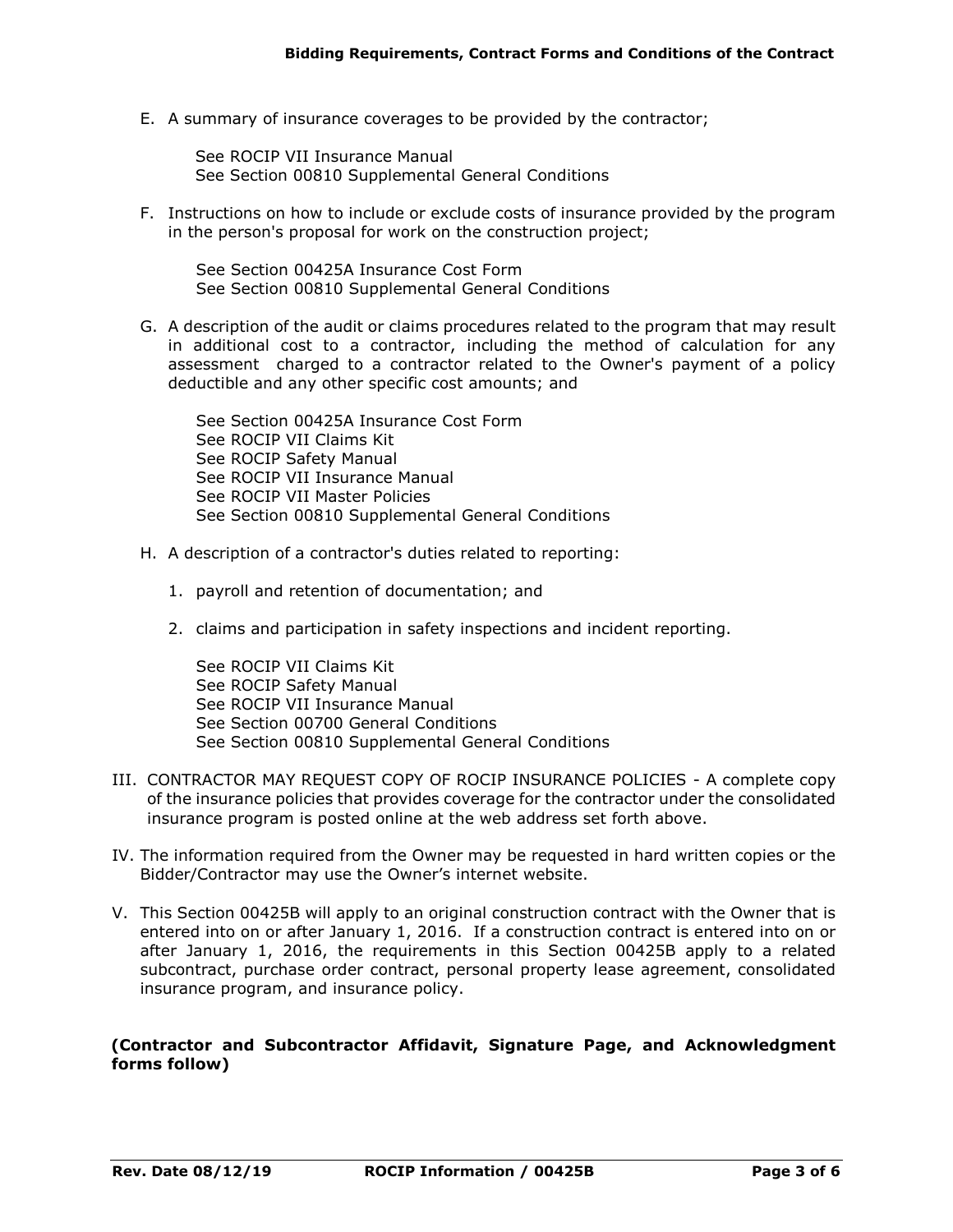E. A summary of insurance coverages to be provided by the contractor;

   See ROCIP VII Insurance Manual
   See Section 00810 Supplemental General Conditions

F. Instructions on how to include or exclude costs of insurance provided by the program in the person's proposal for work on the construction project;

   See Section 00425A Insurance Cost Form
   See Section 00810 Supplemental General Conditions

G. A description of the audit or claims procedures related to the program that may result in additional cost to a contractor, including the method of calculation for any assessment charged to a contractor related to the Owner's payment of a policy deductible and any other specific cost amounts; and

   See Section 00425A Insurance Cost Form
   See ROCIP VII Claims Kit
   See ROCIP Safety Manual
   See ROCIP VII Insurance Manual
   See ROCIP VII Master Policies
   See Section 00810 Supplemental General Conditions

H. A description of a contractor's duties related to reporting:

   1. payroll and retention of documentation; and

   2. claims and participation in safety inspections and incident reporting.

   See ROCIP VII Claims Kit
   See ROCIP Safety Manual
   See ROCIP VII Insurance Manual
   See Section 00700 General Conditions
   See Section 00810 Supplemental General Conditions

III. CONTRACTOR MAY REQUEST COPY OF ROCIP INSURANCE POLICIES - A complete copy of the insurance policies that provides coverage for the contractor under the consolidated insurance program is posted online at the web address set forth above.

IV. The information required from the Owner may be requested in hard written copies or the Bidder/Contractor may use the Owner's internet website.

V. This Section 00425B will apply to an original construction contract with the Owner that is entered into on or after January 1, 2016. If a construction contract is entered into on or after January 1, 2016, the requirements in this Section 00425B apply to a related subcontract, purchase order contract, personal property lease agreement, consolidated insurance program, and insurance policy.

**(Contractor and Subcontractor Affidavit, Signature Page, and Acknowledgment forms follow)**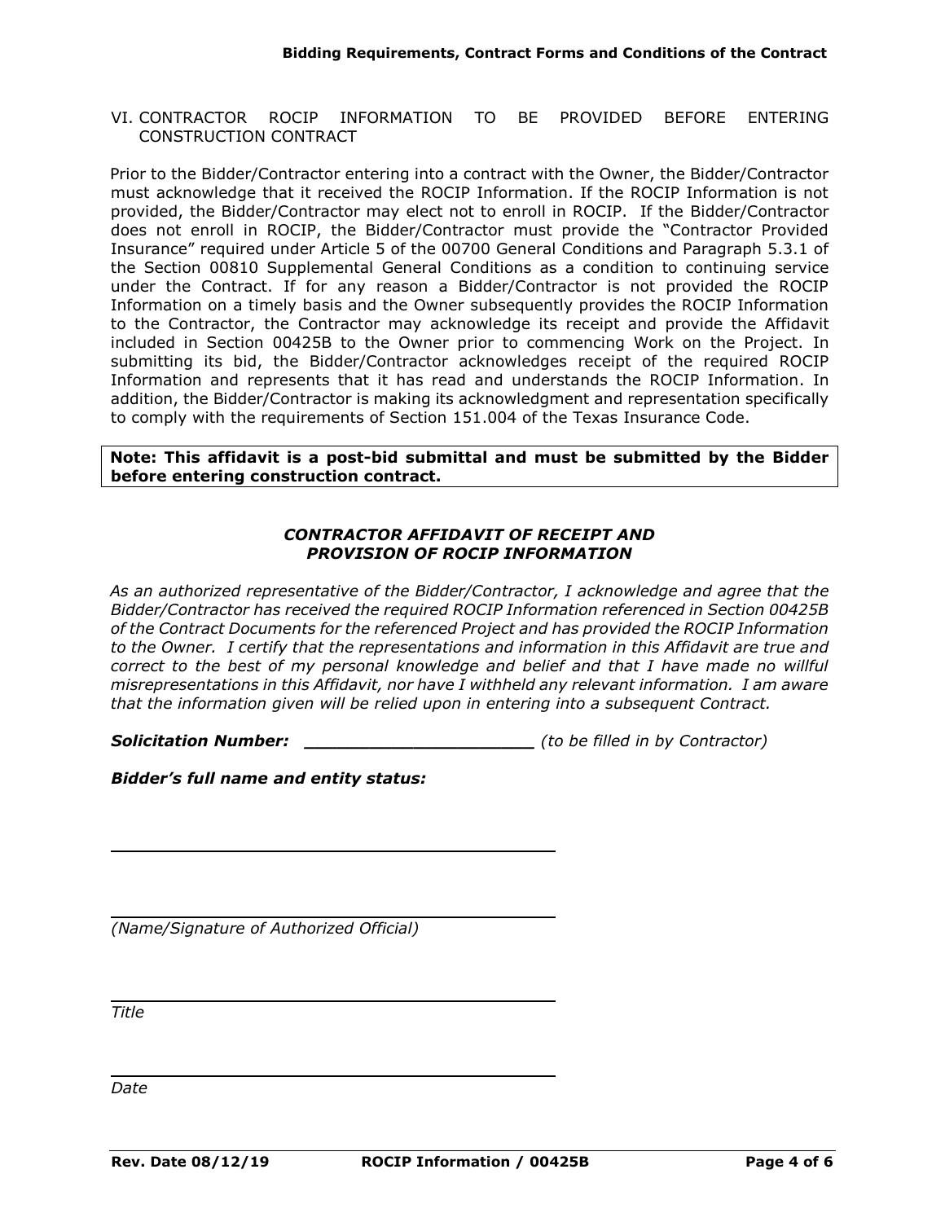## VI. CONTRACTOR ROCIP INFORMATION TO BE PROVIDED BEFORE ENTERING CONSTRUCTION CONTRACT

Prior to the Bidder/Contractor entering into a contract with the Owner, the Bidder/Contractor must acknowledge that it received the ROCIP Information. If the ROCIP Information is not provided, the Bidder/Contractor may elect not to enroll in ROCIP. If the Bidder/Contractor does not enroll in ROCIP, the Bidder/Contractor must provide the "Contractor Provided Insurance" required under Article 5 of the 00700 General Conditions and Paragraph 5.3.1 of the Section 00810 Supplemental General Conditions as a condition to continuing service under the Contract. If for any reason a Bidder/Contractor is not provided the ROCIP Information on a timely basis and the Owner subsequently provides the ROCIP Information to the Contractor, the Contractor may acknowledge its receipt and provide the Affidavit included in Section 00425B to the Owner prior to commencing Work on the Project. In submitting its bid, the Bidder/Contractor acknowledges receipt of the required ROCIP Information and represents that it has read and understands the ROCIP Information. In addition, the Bidder/Contractor is making its acknowledgment and representation specifically to comply with the requirements of Section 151.004 of the Texas Insurance Code.

**Note: This affidavit is a post-bid submittal and must be submitted by the Bidder before entering construction contract.**

### *CONTRACTOR AFFIDAVIT OF RECEIPT AND PROVISION OF ROCIP INFORMATION*

*As an authorized representative of the Bidder/Contractor, I acknowledge and agree that the Bidder/Contractor has received the required ROCIP Information referenced in Section 00425B of the Contract Documents for the referenced Project and has provided the ROCIP Information to the Owner. I certify that the representations and information in this Affidavit are true and correct to the best of my personal knowledge and belief and that I have made no willful misrepresentations in this Affidavit, nor have I withheld any relevant information. I am aware that the information given will be relied upon in entering into a subsequent Contract.*

***Solicitation Number:*** ______________________ *(to be filled in by Contractor)*

***Bidder's full name and entity status:***

______________________________________________

______________________________________________

*(Name/Signature of Authorized Official)*

______________________________________________

*Title*

______________________________________________

*Date*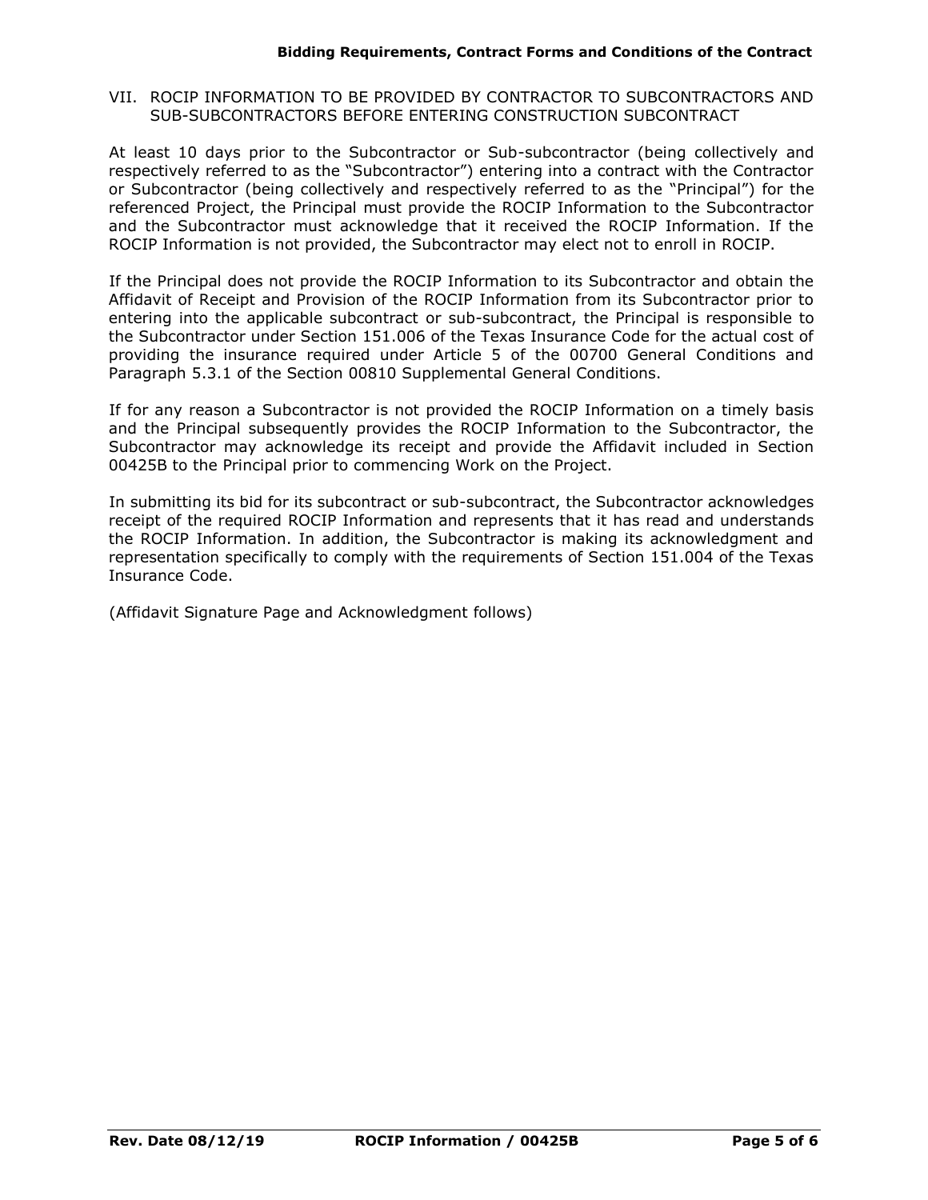## VII. ROCIP INFORMATION TO BE PROVIDED BY CONTRACTOR TO SUBCONTRACTORS AND SUB-SUBCONTRACTORS BEFORE ENTERING CONSTRUCTION SUBCONTRACT

At least 10 days prior to the Subcontractor or Sub-subcontractor (being collectively and respectively referred to as the "Subcontractor") entering into a contract with the Contractor or Subcontractor (being collectively and respectively referred to as the "Principal") for the referenced Project, the Principal must provide the ROCIP Information to the Subcontractor and the Subcontractor must acknowledge that it received the ROCIP Information. If the ROCIP Information is not provided, the Subcontractor may elect not to enroll in ROCIP.

If the Principal does not provide the ROCIP Information to its Subcontractor and obtain the Affidavit of Receipt and Provision of the ROCIP Information from its Subcontractor prior to entering into the applicable subcontract or sub-subcontract, the Principal is responsible to the Subcontractor under Section 151.006 of the Texas Insurance Code for the actual cost of providing the insurance required under Article 5 of the 00700 General Conditions and Paragraph 5.3.1 of the Section 00810 Supplemental General Conditions.

If for any reason a Subcontractor is not provided the ROCIP Information on a timely basis and the Principal subsequently provides the ROCIP Information to the Subcontractor, the Subcontractor may acknowledge its receipt and provide the Affidavit included in Section 00425B to the Principal prior to commencing Work on the Project.

In submitting its bid for its subcontract or sub-subcontract, the Subcontractor acknowledges receipt of the required ROCIP Information and represents that it has read and understands the ROCIP Information. In addition, the Subcontractor is making its acknowledgment and representation specifically to comply with the requirements of Section 151.004 of the Texas Insurance Code.

(Affidavit Signature Page and Acknowledgment follows)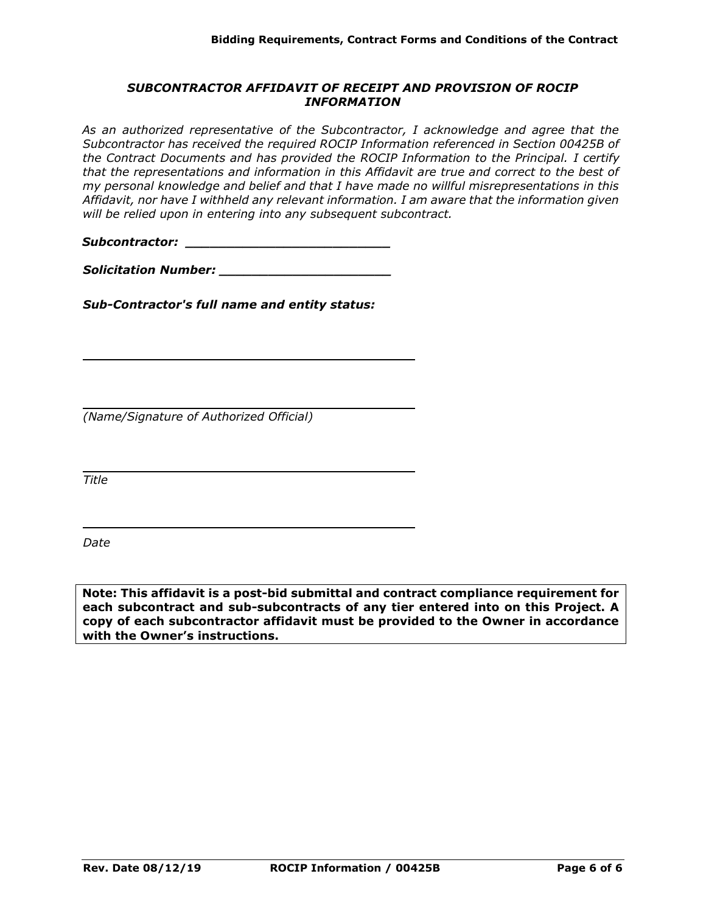### *SUBCONTRACTOR AFFIDAVIT OF RECEIPT AND PROVISION OF ROCIP INFORMATION*

*As an authorized representative of the Subcontractor, I acknowledge and agree that the Subcontractor has received the required ROCIP Information referenced in Section 00425B of the Contract Documents and has provided the ROCIP Information to the Principal. I certify that the representations and information in this Affidavit are true and correct to the best of my personal knowledge and belief and that I have made no willful misrepresentations in this Affidavit, nor have I withheld any relevant information. I am aware that the information given will be relied upon in entering into any subsequent subcontract.*

***Subcontractor:*** ___________________________

***Solicitation Number:*** ______________________

***Sub-Contractor's full name and entity status:***

_____________________________________________

_____________________________________________

*(Name/Signature of Authorized Official)*

_____________________________________________

*Title*

_____________________________________________

*Date*

**Note: This affidavit is a post-bid submittal and contract compliance requirement for each subcontract and sub-subcontracts of any tier entered into on this Project. A copy of each subcontractor affidavit must be provided to the Owner in accordance with the Owner's instructions.**